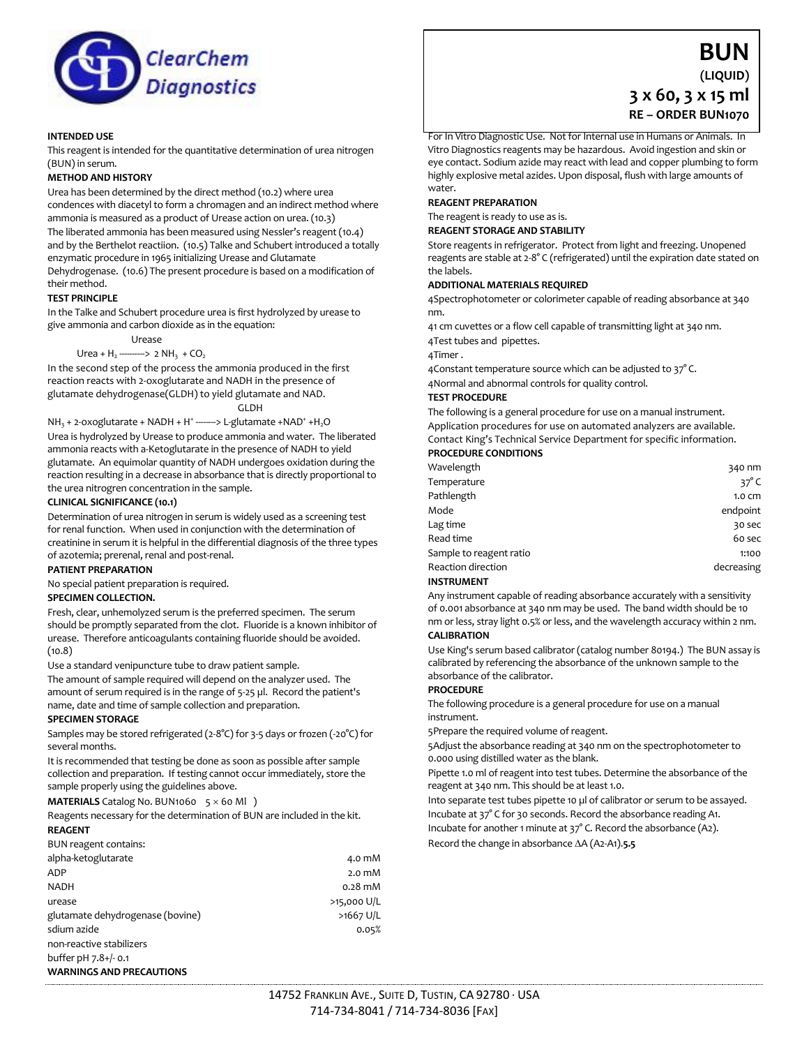ClearChem Diagnostics

# BUN
**(LIQUID)**
**3 x 60, 3 x 15 ml**
**RE – ORDER BUN1070**

**INTENDED USE**

This reagent is intended for the quantitative determination of urea nitrogen (BUN) in serum.

**METHOD AND HISTORY**

Urea has been determined by the direct method (10.2) where urea condences with diacetyl to form a chromagen and an indirect method where ammonia is measured as a product of Urease action on urea. (10.3)

The liberated ammonia has been measured using Nessler's reagent (10.4) and by the Berthelot reactiion. (10.5) Talke and Schubert introduced a totally enzymatic procedure in 1965 initializing Urease and Glutamate Dehydrogenase. (10.6) The present procedure is based on a modification of their method.

**TEST PRINCIPLE**

In the Talke and Schubert procedure urea is first hydrolyzed by urease to give ammonia and carbon dioxide as in the equation:

$$Urea + H_2 \xrightarrow{Urease} 2\ NH_3 + CO_2$$

In the second step of the process the ammonia produced in the first reaction reacts with 2-oxoglutarate and NADH in the presence of glutamate dehydrogenase(GLDH) to yield glutamate and NAD.

$$NH_3 + \text{2-oxoglutarate} + NADH + H^+ \xrightarrow{GLDH} \text{L-glutamate} + NAD^+ + H_2O$$

Urea is hydrolyzed by Urease to produce ammonia and water. The liberated ammonia reacts with a-Ketoglutarate in the presence of NADH to yield glutamate. An equimolar quantity of NADH undergoes oxidation during the reaction resulting in a decrease in absorbance that is directly proportional to the urea nitrogren concentration in the sample.

**CLINICAL SIGNIFICANCE (10.1)**

Determination of urea nitrogen in serum is widely used as a screening test for renal function. When used in conjunction with the determination of creatinine in serum it is helpful in the differential diagnosis of the three types of azotemia; prerenal, renal and post-renal.

**PATIENT PREPARATION**

No special patient preparation is required.

**SPECIMEN COLLECTION.**

Fresh, clear, unhemolyzed serum is the preferred specimen. The serum should be promptly separated from the clot. Fluoride is a known inhibitor of urease. Therefore anticoagulants containing fluoride should be avoided. (10.8)

Use a standard venipuncture tube to draw patient sample.

The amount of sample required will depend on the analyzer used. The amount of serum required is in the range of 5-25 µl. Record the patient's name, date and time of sample collection and preparation.

**SPECIMEN STORAGE**

Samples may be stored refrigerated (2-8°C) for 3-5 days or frozen (-20°C) for several months.

It is recommended that testing be done as soon as possible after sample collection and preparation. If testing cannot occur immediately, store the sample properly using the guidelines above.

**MATERIALS** Catalog No. BUN1060 5 × 60 Ml )

Reagents necessary for the determination of BUN are included in the kit.

**REAGENT**

BUN reagent contains:

| Component | Concentration |
|---|---|
| alpha-ketoglutarate | 4.0 mM |
| ADP | 2.0 mM |
| NADH | 0.28 mM |
| urease | >15,000 U/L |
| glutamate dehydrogenase (bovine) | >1667 U/L |
| sdium azide | 0.05% |
| non-reactive stabilizers | |
| buffer pH 7.8+/- 0.1 | |

**WARNINGS AND PRECAUTIONS**

For In Vitro Diagnostic Use. Not for Internal use in Humans or Animals. In Vitro Diagnostics reagents may be hazardous. Avoid ingestion and skin or eye contact. Sodium azide may react with lead and copper plumbing to form highly explosive metal azides. Upon disposal, flush with large amounts of water.

**REAGENT PREPARATION**

The reagent is ready to use as is.

**REAGENT STORAGE AND STABILITY**

Store reagents in refrigerator. Protect from light and freezing. Unopened reagents are stable at 2-8° C (refrigerated) until the expiration date stated on the labels.

**ADDITIONAL MATERIALS REQUIRED**

- Spectrophotometer or colorimeter capable of reading absorbance at 340 nm.
- 1 cm cuvettes or a flow cell capable of transmitting light at 340 nm.
- Test tubes and pipettes.
- Timer .
- Constant temperature source which can be adjusted to 37° C.
- Normal and abnormal controls for quality control.

**TEST PROCEDURE**

The following is a general procedure for use on a manual instrument. Application procedures for use on automated analyzers are available. Contact King's Technical Service Department for specific information.

**PROCEDURE CONDITIONS**

| Parameter | Value |
|---|---|
| Wavelength | 340 nm |
| Temperature | 37° C |
| Pathlength | 1.0 cm |
| Mode | endpoint |
| Lag time | 30 sec |
| Read time | 60 sec |
| Sample to reagent ratio | 1:100 |
| Reaction direction | decreasing |

**INSTRUMENT**

Any instrument capable of reading absorbance accurately with a sensitivity of 0.001 absorbance at 340 nm may be used. The band width should be 10 nm or less, stray light 0.5% or less, and the wavelength accuracy within 2 nm.

**CALIBRATION**

Use King's serum based calibrator (catalog number 80194.) The BUN assay is calibrated by referencing the absorbance of the unknown sample to the absorbance of the calibrator.

**PROCEDURE**

The following procedure is a general procedure for use on a manual instrument.

- Prepare the required volume of reagent.
- Adjust the absorbance reading at 340 nm on the spectrophotometer to 0.000 using distilled water as the blank.

Pipette 1.0 ml of reagent into test tubes. Determine the absorbance of the reagent at 340 nm. This should be at least 1.0.

Into separate test tubes pipette 10 µl of calibrator or serum to be assayed. Incubate at 37° C for 30 seconds. Record the absorbance reading A1.

Incubate for another 1 minute at 37° C. Record the absorbance (A2).

Record the change in absorbance ΔA (A2-A1).**5.5**

14752 Franklin Ave., Suite D, Tustin, CA 92780 · USA
714-734-8041 / 714-734-8036 [Fax]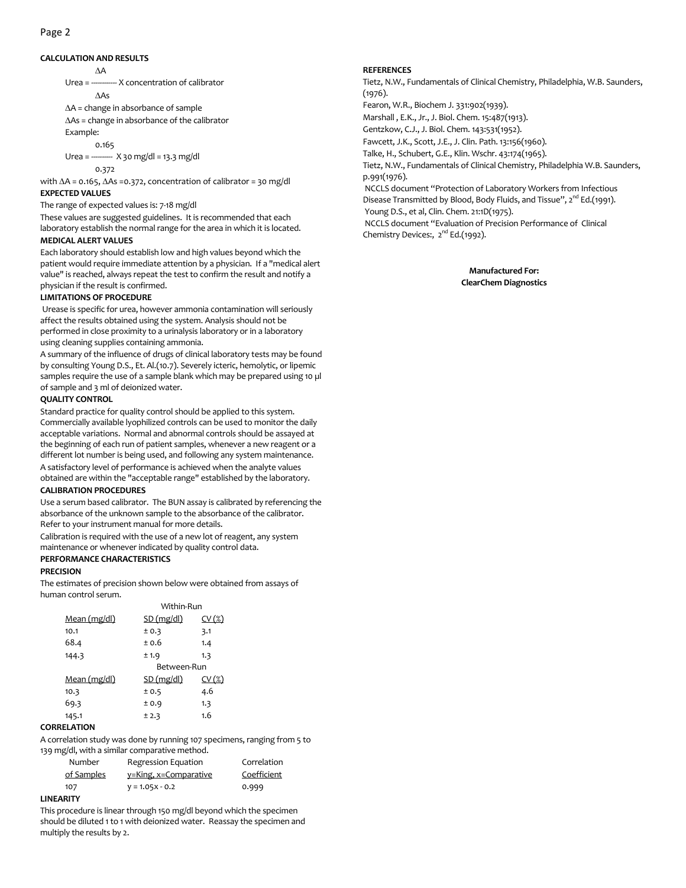## CALCULATION AND RESULTS

$$\text{Urea} = \frac{\Delta A}{\Delta As} \times \text{concentration of calibrator}$$

$\Delta A$ = change in absorbance of sample

$\Delta As$ = change in absorbance of the calibrator

Example:

$$\text{Urea} = \frac{0.165}{0.372} \times 30 \text{ mg/dl} = 13.3 \text{ mg/dl}$$

with $\Delta A = 0.165$, $\Delta As = 0.372$, concentration of calibrator = 30 mg/dl

## EXPECTED VALUES

The range of expected values is: 7-18 mg/dl

These values are suggested guidelines. It is recommended that each laboratory establish the normal range for the area in which it is located.

## MEDICAL ALERT VALUES

Each laboratory should establish low and high values beyond which the patient would require immediate attention by a physician. If a "medical alert value" is reached, always repeat the test to confirm the result and notify a physician if the result is confirmed.

## LIMITATIONS OF PROCEDURE

Urease is specific for urea, however ammonia contamination will seriously affect the results obtained using the system. Analysis should not be performed in close proximity to a urinalysis laboratory or in a laboratory using cleaning supplies containing ammonia.

A summary of the influence of drugs of clinical laboratory tests may be found by consulting Young D.S., Et. Al.(10.7). Severely icteric, hemolytic, or lipemic samples require the use of a sample blank which may be prepared using 10 µl of sample and 3 ml of deionized water.

## QUALITY CONTROL

Standard practice for quality control should be applied to this system. Commercially available lyophilized controls can be used to monitor the daily acceptable variations. Normal and abnormal controls should be assayed at the beginning of each run of patient samples, whenever a new reagent or a different lot number is being used, and following any system maintenance.

A satisfactory level of performance is achieved when the analyte values obtained are within the "acceptable range" established by the laboratory.

## CALIBRATION PROCEDURES

Use a serum based calibrator. The BUN assay is calibrated by referencing the absorbance of the unknown sample to the absorbance of the calibrator. Refer to your instrument manual for more details.

Calibration is required with the use of a new lot of reagent, any system maintenance or whenever indicated by quality control data.

## PERFORMANCE CHARACTERISTICS

### PRECISION

The estimates of precision shown below were obtained from assays of human control serum.

| Within-Run | | |
|---|---|---|
| Mean (mg/dl) | SD (mg/dl) | CV (%) |
| 10.1 | ± 0.3 | 3.1 |
| 68.4 | ± 0.6 | 1.4 |
| 144.3 | ± 1.9 | 1.3 |

| Between-Run | | |
|---|---|---|
| Mean (mg/dl) | SD (mg/dl) | CV (%) |
| 10.3 | ± 0.5 | 4.6 |
| 69.3 | ± 0.9 | 1.3 |
| 145.1 | ± 2.3 | 1.6 |

### CORRELATION

A correlation study was done by running 107 specimens, ranging from 5 to 139 mg/dl, with a similar comparative method.

| Number of Samples | Regression Equation y=King, x=Comparative | Correlation Coefficient |
|---|---|---|
| 107 | $y = 1.05x - 0.2$ | 0.999 |

### LINEARITY

This procedure is linear through 150 mg/dl beyond which the specimen should be diluted 1 to 1 with deionized water. Reassay the specimen and multiply the results by 2.

## REFERENCES

Tietz, N.W., Fundamentals of Clinical Chemistry, Philadelphia, W.B. Saunders, (1976).

Fearon, W.R., Biochem J. 331:902(1939).

Marshall , E.K., Jr., J. Biol. Chem. 15:487(1913).

Gentzkow, C.J., J. Biol. Chem. 143:531(1952).

Fawcett, J.K., Scott, J.E., J. Clin. Path. 13:156(1960).

Talke, H., Schubert, G.E., Klin. Wschr. 43:174(1965).

Tietz, N.W., Fundamentals of Clinical Chemistry, Philadelphia W.B. Saunders, p.991(1976).

NCCLS document "Protection of Laboratory Workers from Infectious Disease Transmitted by Blood, Body Fluids, and Tissue", 2nd Ed.(1991).

Young D.S., et al, Clin. Chem. 21:1D(1975).

NCCLS document "Evaluation of Precision Performance of Clinical Chemistry Devices:, 2nd Ed.(1992).

**Manufactured For:**
**ClearChem Diagnostics**